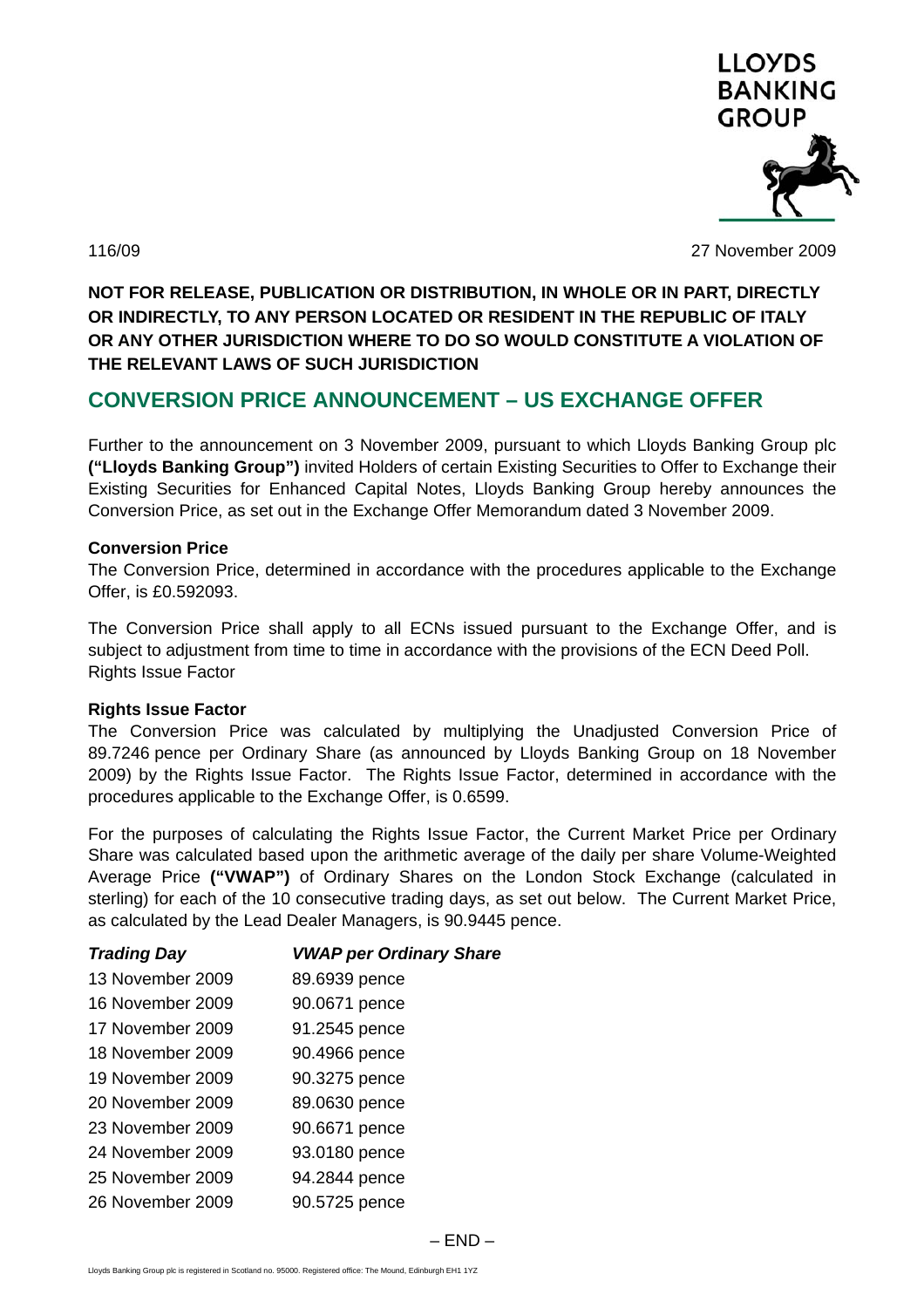LLOYDS BANKING GROUP

116/09

27 November 2009

**NOT FOR RELEASE, PUBLICATION OR DISTRIBUTION, IN WHOLE OR IN PART, DIRECTLY OR INDIRECTLY, TO ANY PERSON LOCATED OR RESIDENT IN THE REPUBLIC OF ITALY OR ANY OTHER JURISDICTION WHERE TO DO SO WOULD CONSTITUTE A VIOLATION OF THE RELEVANT LAWS OF SUCH JURISDICTION**

## CONVERSION PRICE ANNOUNCEMENT – US EXCHANGE OFFER

Further to the announcement on 3 November 2009, pursuant to which Lloyds Banking Group plc **("Lloyds Banking Group")** invited Holders of certain Existing Securities to Offer to Exchange their Existing Securities for Enhanced Capital Notes, Lloyds Banking Group hereby announces the Conversion Price, as set out in the Exchange Offer Memorandum dated 3 November 2009.

**Conversion Price**

The Conversion Price, determined in accordance with the procedures applicable to the Exchange Offer, is £0.592093.

The Conversion Price shall apply to all ECNs issued pursuant to the Exchange Offer, and is subject to adjustment from time to time in accordance with the provisions of the ECN Deed Poll.
Rights Issue Factor

**Rights Issue Factor**

The Conversion Price was calculated by multiplying the Unadjusted Conversion Price of 89.7246 pence per Ordinary Share (as announced by Lloyds Banking Group on 18 November 2009) by the Rights Issue Factor. The Rights Issue Factor, determined in accordance with the procedures applicable to the Exchange Offer, is 0.6599.

For the purposes of calculating the Rights Issue Factor, the Current Market Price per Ordinary Share was calculated based upon the arithmetic average of the daily per share Volume-Weighted Average Price **("VWAP")** of Ordinary Shares on the London Stock Exchange (calculated in sterling) for each of the 10 consecutive trading days, as set out below. The Current Market Price, as calculated by the Lead Dealer Managers, is 90.9445 pence.

| ***Trading Day*** | ***VWAP per Ordinary Share*** |
|---|---|
| 13 November 2009 | 89.6939 pence |
| 16 November 2009 | 90.0671 pence |
| 17 November 2009 | 91.2545 pence |
| 18 November 2009 | 90.4966 pence |
| 19 November 2009 | 90.3275 pence |
| 20 November 2009 | 89.0630 pence |
| 23 November 2009 | 90.6671 pence |
| 24 November 2009 | 93.0180 pence |
| 25 November 2009 | 94.2844 pence |
| 26 November 2009 | 90.5725 pence |

– END –

Lloyds Banking Group plc is registered in Scotland no. 95000. Registered office: The Mound, Edinburgh EH1 1YZ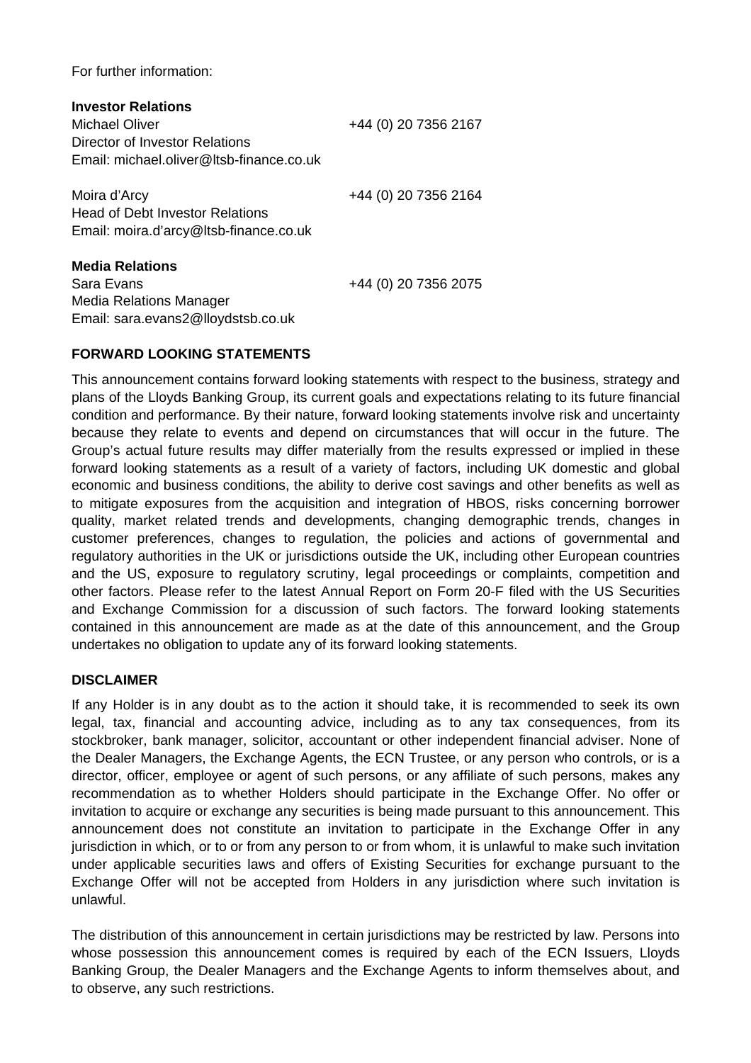For further information:

**Investor Relations**

Michael Oliver +44 (0) 20 7356 2167
Director of Investor Relations
Email: michael.oliver@ltsb-finance.co.uk

Moira d'Arcy +44 (0) 20 7356 2164
Head of Debt Investor Relations
Email: moira.d'arcy@ltsb-finance.co.uk

**Media Relations**

Sara Evans +44 (0) 20 7356 2075
Media Relations Manager
Email: sara.evans2@lloydstsb.co.uk

## FORWARD LOOKING STATEMENTS

This announcement contains forward looking statements with respect to the business, strategy and plans of the Lloyds Banking Group, its current goals and expectations relating to its future financial condition and performance. By their nature, forward looking statements involve risk and uncertainty because they relate to events and depend on circumstances that will occur in the future. The Group's actual future results may differ materially from the results expressed or implied in these forward looking statements as a result of a variety of factors, including UK domestic and global economic and business conditions, the ability to derive cost savings and other benefits as well as to mitigate exposures from the acquisition and integration of HBOS, risks concerning borrower quality, market related trends and developments, changing demographic trends, changes in customer preferences, changes to regulation, the policies and actions of governmental and regulatory authorities in the UK or jurisdictions outside the UK, including other European countries and the US, exposure to regulatory scrutiny, legal proceedings or complaints, competition and other factors. Please refer to the latest Annual Report on Form 20-F filed with the US Securities and Exchange Commission for a discussion of such factors. The forward looking statements contained in this announcement are made as at the date of this announcement, and the Group undertakes no obligation to update any of its forward looking statements.

## DISCLAIMER

If any Holder is in any doubt as to the action it should take, it is recommended to seek its own legal, tax, financial and accounting advice, including as to any tax consequences, from its stockbroker, bank manager, solicitor, accountant or other independent financial adviser. None of the Dealer Managers, the Exchange Agents, the ECN Trustee, or any person who controls, or is a director, officer, employee or agent of such persons, or any affiliate of such persons, makes any recommendation as to whether Holders should participate in the Exchange Offer. No offer or invitation to acquire or exchange any securities is being made pursuant to this announcement. This announcement does not constitute an invitation to participate in the Exchange Offer in any jurisdiction in which, or to or from any person to or from whom, it is unlawful to make such invitation under applicable securities laws and offers of Existing Securities for exchange pursuant to the Exchange Offer will not be accepted from Holders in any jurisdiction where such invitation is unlawful.

The distribution of this announcement in certain jurisdictions may be restricted by law. Persons into whose possession this announcement comes is required by each of the ECN Issuers, Lloyds Banking Group, the Dealer Managers and the Exchange Agents to inform themselves about, and to observe, any such restrictions.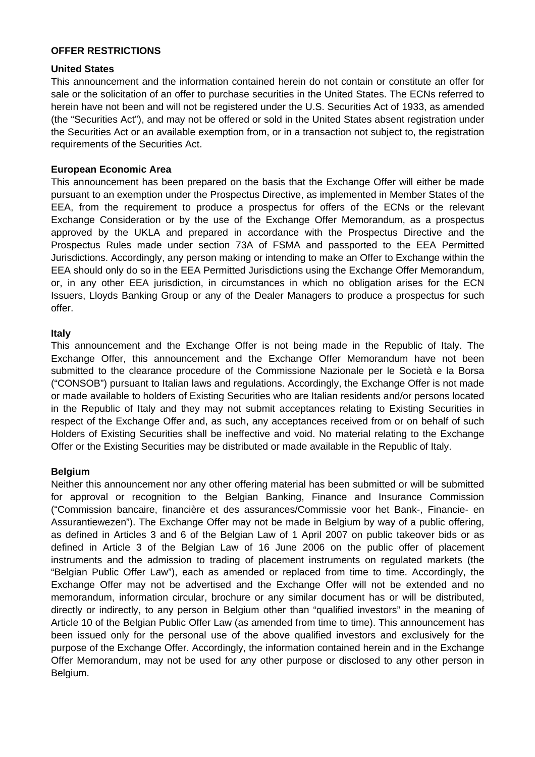**OFFER RESTRICTIONS**

**United States**

This announcement and the information contained herein do not contain or constitute an offer for sale or the solicitation of an offer to purchase securities in the United States. The ECNs referred to herein have not been and will not be registered under the U.S. Securities Act of 1933, as amended (the "Securities Act"), and may not be offered or sold in the United States absent registration under the Securities Act or an available exemption from, or in a transaction not subject to, the registration requirements of the Securities Act.

**European Economic Area**

This announcement has been prepared on the basis that the Exchange Offer will either be made pursuant to an exemption under the Prospectus Directive, as implemented in Member States of the EEA, from the requirement to produce a prospectus for offers of the ECNs or the relevant Exchange Consideration or by the use of the Exchange Offer Memorandum, as a prospectus approved by the UKLA and prepared in accordance with the Prospectus Directive and the Prospectus Rules made under section 73A of FSMA and passported to the EEA Permitted Jurisdictions. Accordingly, any person making or intending to make an Offer to Exchange within the EEA should only do so in the EEA Permitted Jurisdictions using the Exchange Offer Memorandum, or, in any other EEA jurisdiction, in circumstances in which no obligation arises for the ECN Issuers, Lloyds Banking Group or any of the Dealer Managers to produce a prospectus for such offer.

**Italy**

This announcement and the Exchange Offer is not being made in the Republic of Italy. The Exchange Offer, this announcement and the Exchange Offer Memorandum have not been submitted to the clearance procedure of the Commissione Nazionale per le Società e la Borsa ("CONSOB") pursuant to Italian laws and regulations. Accordingly, the Exchange Offer is not made or made available to holders of Existing Securities who are Italian residents and/or persons located in the Republic of Italy and they may not submit acceptances relating to Existing Securities in respect of the Exchange Offer and, as such, any acceptances received from or on behalf of such Holders of Existing Securities shall be ineffective and void. No material relating to the Exchange Offer or the Existing Securities may be distributed or made available in the Republic of Italy.

**Belgium**

Neither this announcement nor any other offering material has been submitted or will be submitted for approval or recognition to the Belgian Banking, Finance and Insurance Commission ("Commission bancaire, financière et des assurances/Commissie voor het Bank-, Financie- en Assurantiewezen"). The Exchange Offer may not be made in Belgium by way of a public offering, as defined in Articles 3 and 6 of the Belgian Law of 1 April 2007 on public takeover bids or as defined in Article 3 of the Belgian Law of 16 June 2006 on the public offer of placement instruments and the admission to trading of placement instruments on regulated markets (the "Belgian Public Offer Law"), each as amended or replaced from time to time. Accordingly, the Exchange Offer may not be advertised and the Exchange Offer will not be extended and no memorandum, information circular, brochure or any similar document has or will be distributed, directly or indirectly, to any person in Belgium other than "qualified investors" in the meaning of Article 10 of the Belgian Public Offer Law (as amended from time to time). This announcement has been issued only for the personal use of the above qualified investors and exclusively for the purpose of the Exchange Offer. Accordingly, the information contained herein and in the Exchange Offer Memorandum, may not be used for any other purpose or disclosed to any other person in Belgium.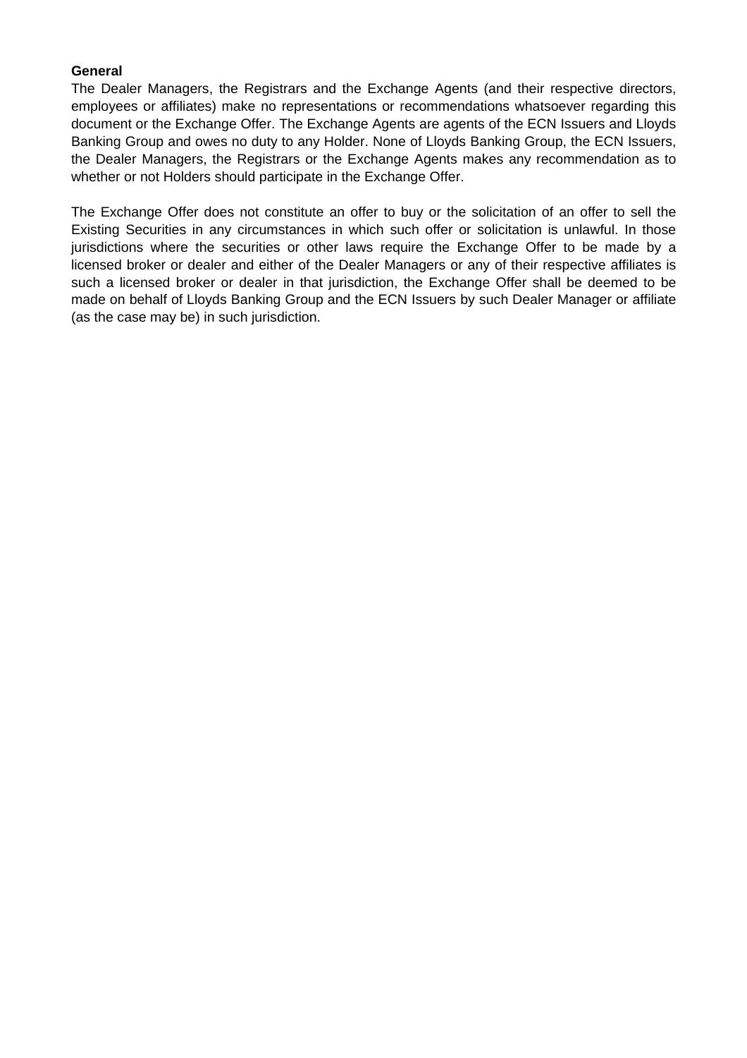**General**

The Dealer Managers, the Registrars and the Exchange Agents (and their respective directors, employees or affiliates) make no representations or recommendations whatsoever regarding this document or the Exchange Offer. The Exchange Agents are agents of the ECN Issuers and Lloyds Banking Group and owes no duty to any Holder. None of Lloyds Banking Group, the ECN Issuers, the Dealer Managers, the Registrars or the Exchange Agents makes any recommendation as to whether or not Holders should participate in the Exchange Offer.

The Exchange Offer does not constitute an offer to buy or the solicitation of an offer to sell the Existing Securities in any circumstances in which such offer or solicitation is unlawful. In those jurisdictions where the securities or other laws require the Exchange Offer to be made by a licensed broker or dealer and either of the Dealer Managers or any of their respective affiliates is such a licensed broker or dealer in that jurisdiction, the Exchange Offer shall be deemed to be made on behalf of Lloyds Banking Group and the ECN Issuers by such Dealer Manager or affiliate (as the case may be) in such jurisdiction.